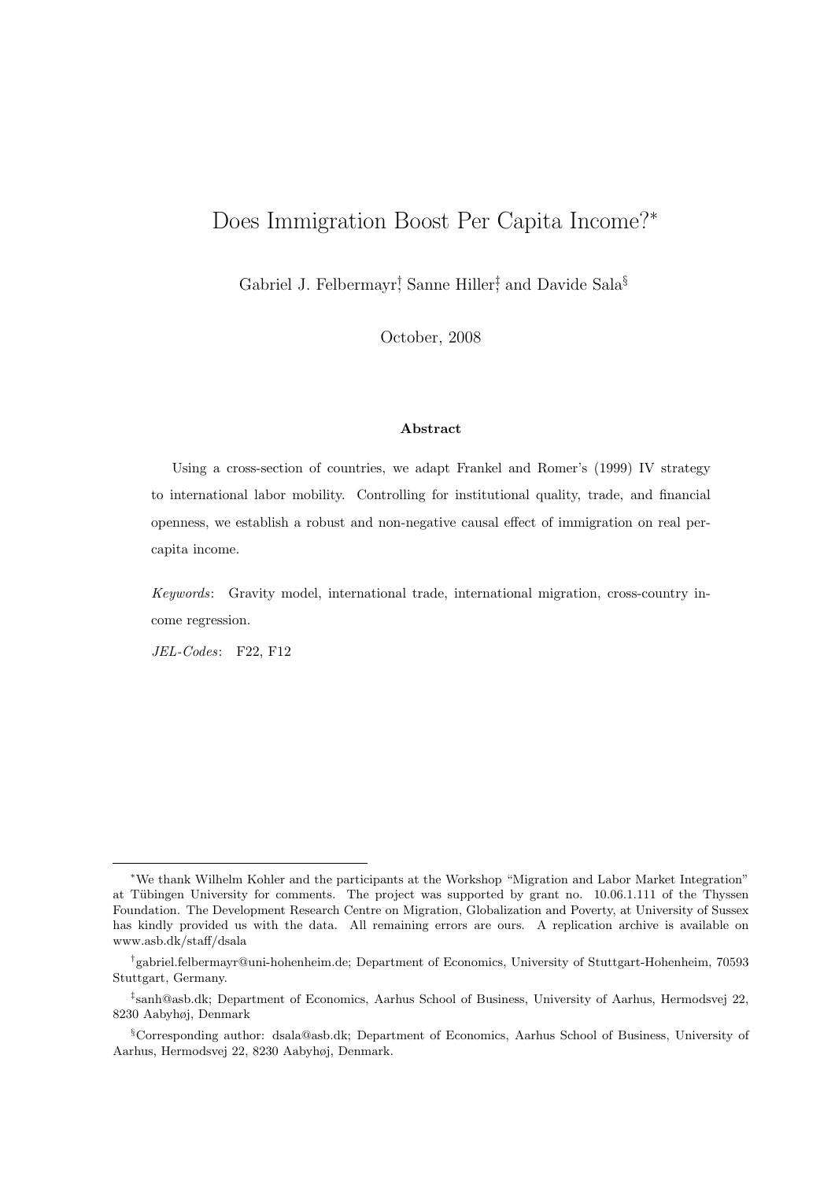# Does Immigration Boost Per Capita Income?[*]

Gabriel J. Felbermayr[†], Sanne Hiller[‡], and Davide Sala[§]

October, 2008

**Abstract**

Using a cross-section of countries, we adapt Frankel and Romer's (1999) IV strategy to international labor mobility. Controlling for institutional quality, trade, and financial openness, we establish a robust and non-negative causal effect of immigration on real per-capita income.

*Keywords*: Gravity model, international trade, international migration, cross-country income regression.

*JEL-Codes*: F22, F12

---

[*] We thank Wilhelm Kohler and the participants at the Workshop "Migration and Labor Market Integration" at Tübingen University for comments. The project was supported by grant no. 10.06.1.111 of the Thyssen Foundation. The Development Research Centre on Migration, Globalization and Poverty, at University of Sussex has kindly provided us with the data. All remaining errors are ours. A replication archive is available on www.asb.dk/staff/dsala

[†] gabriel.felbermayr@uni-hohenheim.de; Department of Economics, University of Stuttgart-Hohenheim, 70593 Stuttgart, Germany.

[‡] sanh@asb.dk; Department of Economics, Aarhus School of Business, University of Aarhus, Hermodsvej 22, 8230 Aabyhøj, Denmark

[§] Corresponding author: dsala@asb.dk; Department of Economics, Aarhus School of Business, University of Aarhus, Hermodsvej 22, 8230 Aabyhøj, Denmark.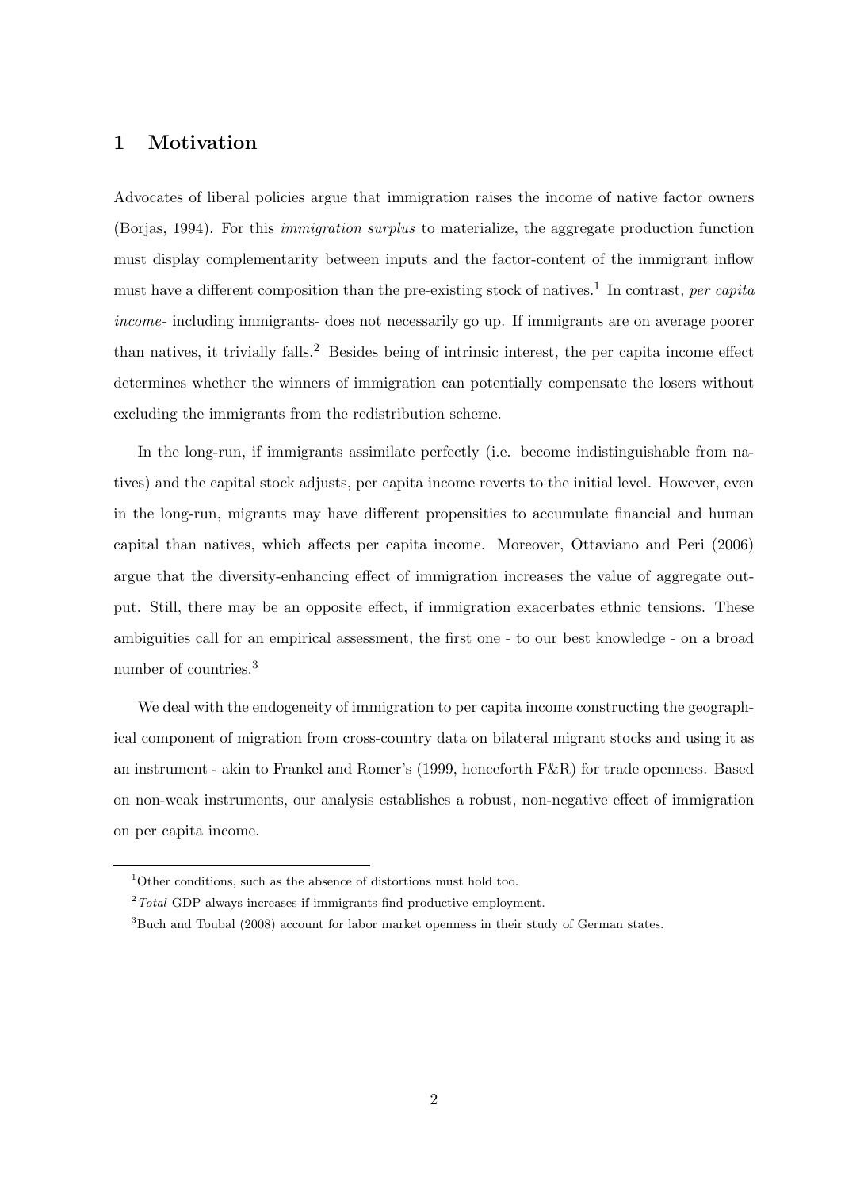## 1 Motivation

Advocates of liberal policies argue that immigration raises the income of native factor owners (Borjas, 1994). For this *immigration surplus* to materialize, the aggregate production function must display complementarity between inputs and the factor-content of the immigrant inflow must have a different composition than the pre-existing stock of natives.[1] In contrast, *per capita income*- including immigrants- does not necessarily go up. If immigrants are on average poorer than natives, it trivially falls.[2] Besides being of intrinsic interest, the per capita income effect determines whether the winners of immigration can potentially compensate the losers without excluding the immigrants from the redistribution scheme.

In the long-run, if immigrants assimilate perfectly (i.e. become indistinguishable from natives) and the capital stock adjusts, per capita income reverts to the initial level. However, even in the long-run, migrants may have different propensities to accumulate financial and human capital than natives, which affects per capita income. Moreover, Ottaviano and Peri (2006) argue that the diversity-enhancing effect of immigration increases the value of aggregate output. Still, there may be an opposite effect, if immigration exacerbates ethnic tensions. These ambiguities call for an empirical assessment, the first one - to our best knowledge - on a broad number of countries.[3]

We deal with the endogeneity of immigration to per capita income constructing the geographical component of migration from cross-country data on bilateral migrant stocks and using it as an instrument - akin to Frankel and Romer's (1999, henceforth F&R) for trade openness. Based on non-weak instruments, our analysis establishes a robust, non-negative effect of immigration on per capita income.

[1] Other conditions, such as the absence of distortions must hold too.

[2] *Total* GDP always increases if immigrants find productive employment.

[3] Buch and Toubal (2008) account for labor market openness in their study of German states.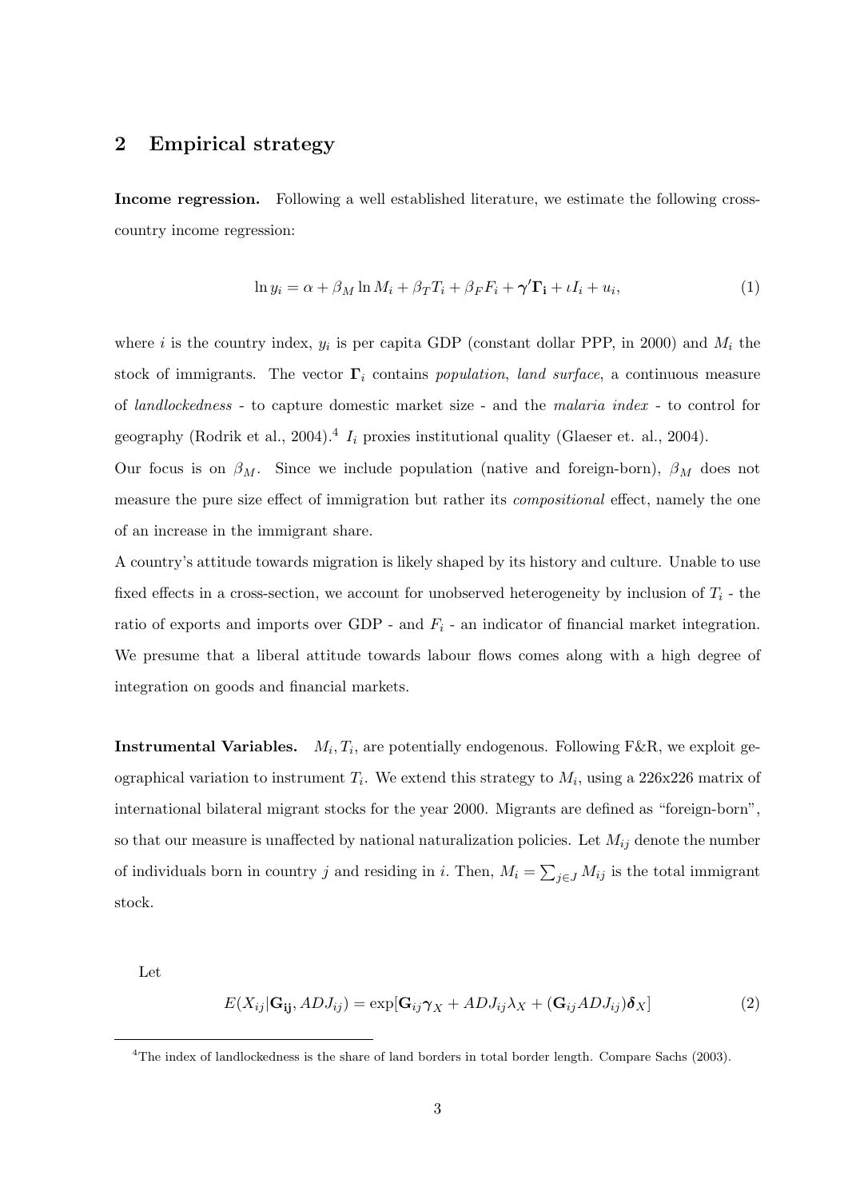## 2 Empirical strategy

**Income regression.** Following a well established literature, we estimate the following cross-country income regression:

$$\ln y_i = \alpha + \beta_M \ln M_i + \beta_T T_i + \beta_F F_i + \boldsymbol{\gamma}'\boldsymbol{\Gamma}_{\mathbf{i}} + \iota I_i + u_i, \tag{1}$$

where $i$ is the country index, $y_i$ is per capita GDP (constant dollar PPP, in 2000) and $M_i$ the stock of immigrants. The vector $\boldsymbol{\Gamma}_i$ contains *population*, *land surface*, a continuous measure of *landlockedness* - to capture domestic market size - and the *malaria index* - to control for geography (Rodrik et al., 2004).[4] $I_i$ proxies institutional quality (Glaeser et. al., 2004).

Our focus is on $\beta_M$. Since we include population (native and foreign-born), $\beta_M$ does not measure the pure size effect of immigration but rather its *compositional* effect, namely the one of an increase in the immigrant share.

A country's attitude towards migration is likely shaped by its history and culture. Unable to use fixed effects in a cross-section, we account for unobserved heterogeneity by inclusion of $T_i$ - the ratio of exports and imports over GDP - and $F_i$ - an indicator of financial market integration. We presume that a liberal attitude towards labour flows comes along with a high degree of integration on goods and financial markets.

**Instrumental Variables.** $M_i, T_i$, are potentially endogenous. Following F&R, we exploit geographical variation to instrument $T_i$. We extend this strategy to $M_i$, using a 226x226 matrix of international bilateral migrant stocks for the year 2000. Migrants are defined as "foreign-born", so that our measure is unaffected by national naturalization policies. Let $M_{ij}$ denote the number of individuals born in country $j$ and residing in $i$. Then, $M_i = \sum_{j \in J} M_{ij}$ is the total immigrant stock.

Let

$$E(X_{ij}|\mathbf{G_{ij}}, ADJ_{ij}) = \exp[\mathbf{G}_{ij}\boldsymbol{\gamma}_X + ADJ_{ij}\lambda_X + (\mathbf{G}_{ij}ADJ_{ij})\boldsymbol{\delta}_X] \tag{2}$$

[4] The index of landlockedness is the share of land borders in total border length. Compare Sachs (2003).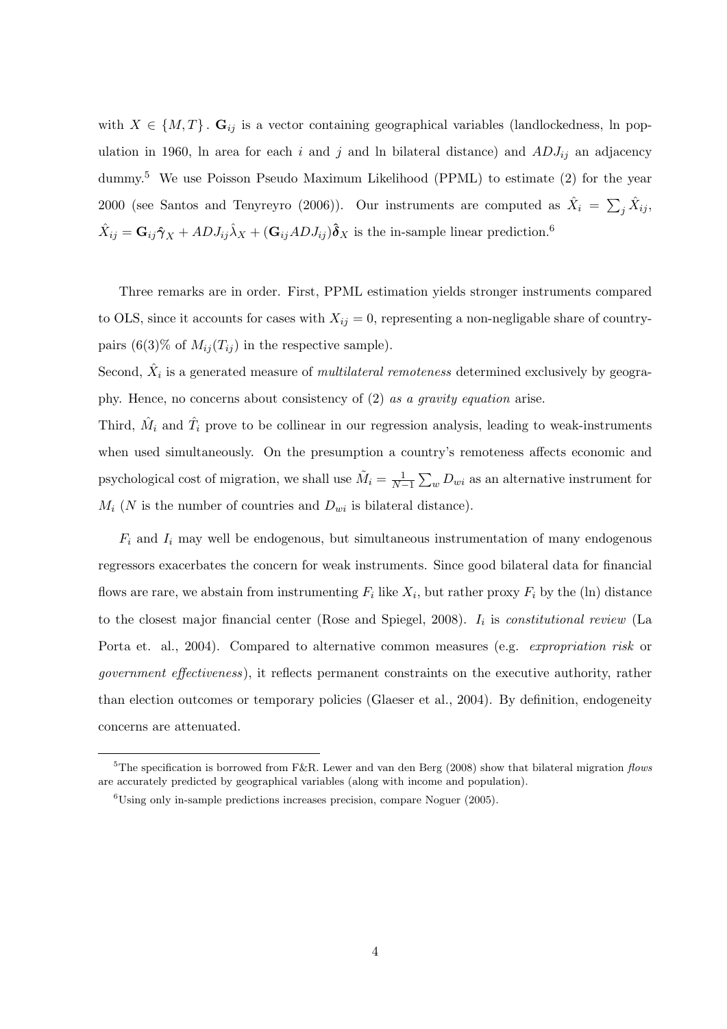with $X \in \{M, T\}$. $\mathbf{G}_{ij}$ is a vector containing geographical variables (landlockedness, ln population in 1960, ln area for each $i$ and $j$ and ln bilateral distance) and $ADJ_{ij}$ an adjacency dummy.[5] We use Poisson Pseudo Maximum Likelihood (PPML) to estimate (2) for the year 2000 (see Santos and Tenyreyro (2006)). Our instruments are computed as $\hat{X}_i = \sum_j \hat{X}_{ij}$, $\hat{X}_{ij} = \mathbf{G}_{ij}\hat{\boldsymbol{\gamma}}_X + ADJ_{ij}\hat{\lambda}_X + (\mathbf{G}_{ij}ADJ_{ij})\hat{\boldsymbol{\delta}}_X$ is the in-sample linear prediction.[6]

Three remarks are in order. First, PPML estimation yields stronger instruments compared to OLS, since it accounts for cases with $X_{ij} = 0$, representing a non-negligable share of country-pairs (6(3)% of $M_{ij}(T_{ij})$ in the respective sample).
Second, $\hat{X}_i$ is a generated measure of *multilateral remoteness* determined exclusively by geography. Hence, no concerns about consistency of (2) *as a gravity equation* arise.
Third, $\hat{M}_i$ and $\hat{T}_i$ prove to be collinear in our regression analysis, leading to weak-instruments when used simultaneously. On the presumption a country's remoteness affects economic and psychological cost of migration, we shall use $\tilde{M}_i = \frac{1}{N-1}\sum_w D_{wi}$ as an alternative instrument for $M_i$ ($N$ is the number of countries and $D_{wi}$ is bilateral distance).

$F_i$ and $I_i$ may well be endogenous, but simultaneous instrumentation of many endogenous regressors exacerbates the concern for weak instruments. Since good bilateral data for financial flows are rare, we abstain from instrumenting $F_i$ like $X_i$, but rather proxy $F_i$ by the (ln) distance to the closest major financial center (Rose and Spiegel, 2008). $I_i$ is *constitutional review* (La Porta et. al., 2004). Compared to alternative common measures (e.g. *expropriation risk* or *government effectiveness*), it reflects permanent constraints on the executive authority, rather than election outcomes or temporary policies (Glaeser et al., 2004). By definition, endogeneity concerns are attenuated.

---

[5] The specification is borrowed from F&R. Lewer and van den Berg (2008) show that bilateral migration *flows* are accurately predicted by geographical variables (along with income and population).

[6] Using only in-sample predictions increases precision, compare Noguer (2005).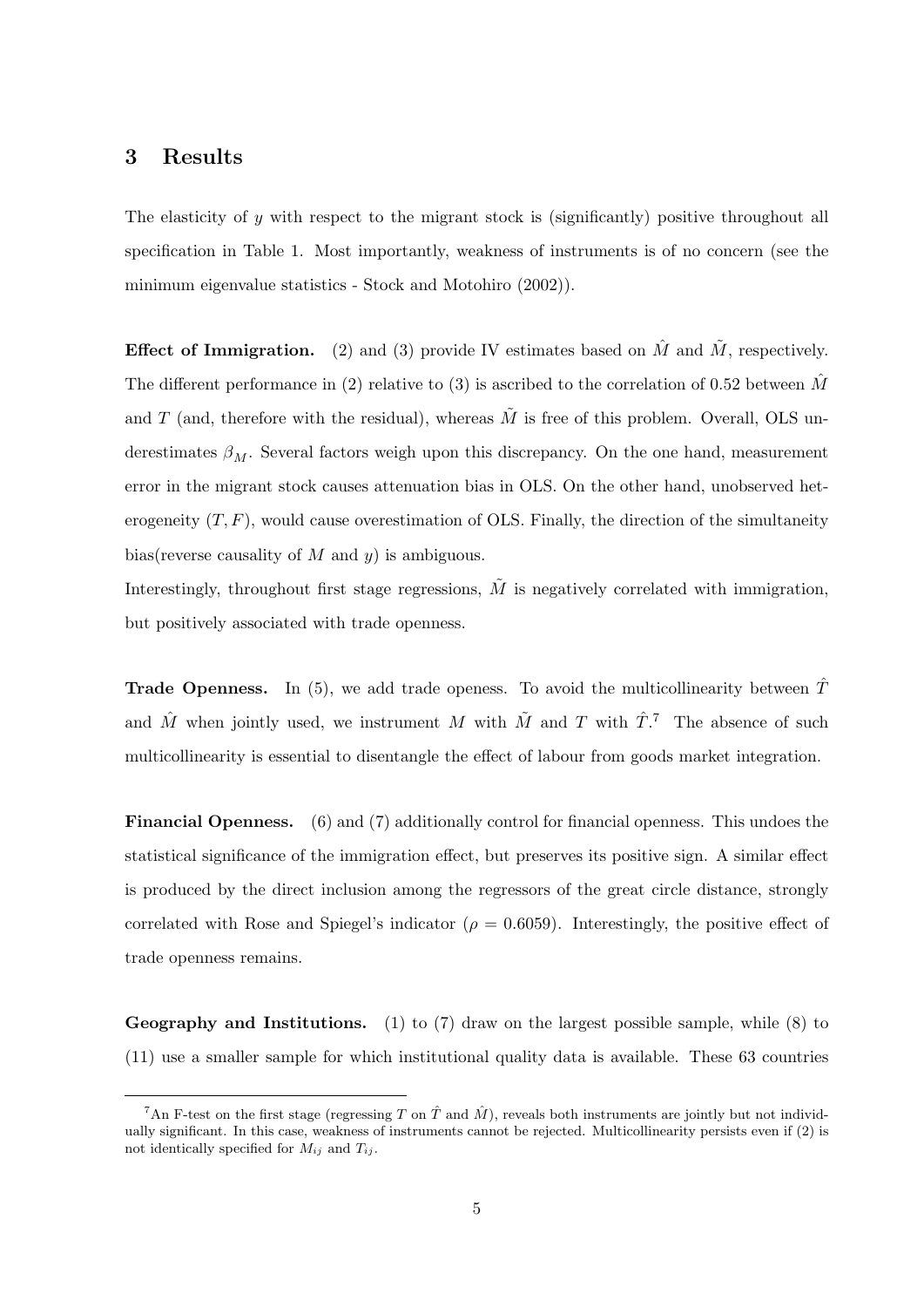## 3 Results

The elasticity of $y$ with respect to the migrant stock is (significantly) positive throughout all specification in Table 1. Most importantly, weakness of instruments is of no concern (see the minimum eigenvalue statistics - Stock and Motohiro (2002)).

**Effect of Immigration.** (2) and (3) provide IV estimates based on $\hat{M}$ and $\tilde{M}$, respectively. The different performance in (2) relative to (3) is ascribed to the correlation of 0.52 between $\hat{M}$ and $T$ (and, therefore with the residual), whereas $\tilde{M}$ is free of this problem. Overall, OLS underestimates $\beta_M$. Several factors weigh upon this discrepancy. On the one hand, measurement error in the migrant stock causes attenuation bias in OLS. On the other hand, unobserved heterogeneity $(T, F)$, would cause overestimation of OLS. Finally, the direction of the simultaneity bias(reverse causality of $M$ and $y$) is ambiguous.

Interestingly, throughout first stage regressions, $\tilde{M}$ is negatively correlated with immigration, but positively associated with trade openness.

**Trade Openness.** In (5), we add trade openess. To avoid the multicollinearity between $\hat{T}$ and $\hat{M}$ when jointly used, we instrument $M$ with $\tilde{M}$ and $T$ with $\hat{T}$.[7] The absence of such multicollinearity is essential to disentangle the effect of labour from goods market integration.

**Financial Openness.** (6) and (7) additionally control for financial openness. This undoes the statistical significance of the immigration effect, but preserves its positive sign. A similar effect is produced by the direct inclusion among the regressors of the great circle distance, strongly correlated with Rose and Spiegel's indicator ($\rho = 0.6059$). Interestingly, the positive effect of trade openness remains.

**Geography and Institutions.** (1) to (7) draw on the largest possible sample, while (8) to (11) use a smaller sample for which institutional quality data is available. These 63 countries

---

[7] An F-test on the first stage (regressing $T$ on $\hat{T}$ and $\hat{M}$), reveals both instruments are jointly but not individually significant. In this case, weakness of instruments cannot be rejected. Multicollinearity persists even if (2) is not identically specified for $M_{ij}$ and $T_{ij}$.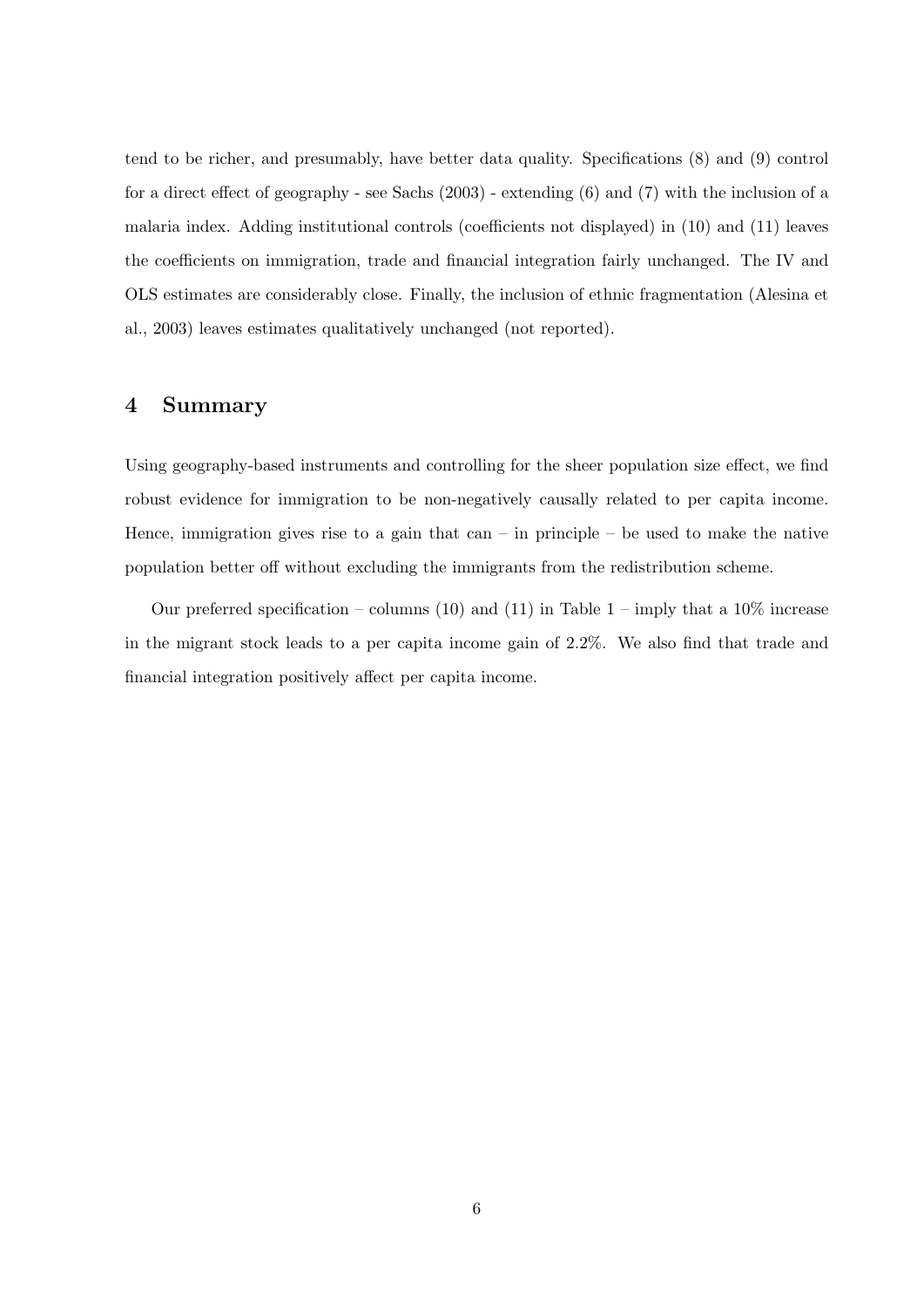tend to be richer, and presumably, have better data quality. Specifications (8) and (9) control for a direct effect of geography - see Sachs (2003) - extending (6) and (7) with the inclusion of a malaria index. Adding institutional controls (coefficients not displayed) in (10) and (11) leaves the coefficients on immigration, trade and financial integration fairly unchanged. The IV and OLS estimates are considerably close. Finally, the inclusion of ethnic fragmentation (Alesina et al., 2003) leaves estimates qualitatively unchanged (not reported).

## 4 Summary

Using geography-based instruments and controlling for the sheer population size effect, we find robust evidence for immigration to be non-negatively causally related to per capita income. Hence, immigration gives rise to a gain that can – in principle – be used to make the native population better off without excluding the immigrants from the redistribution scheme.

Our preferred specification – columns (10) and (11) in Table 1 – imply that a 10% increase in the migrant stock leads to a per capita income gain of 2.2%. We also find that trade and financial integration positively affect per capita income.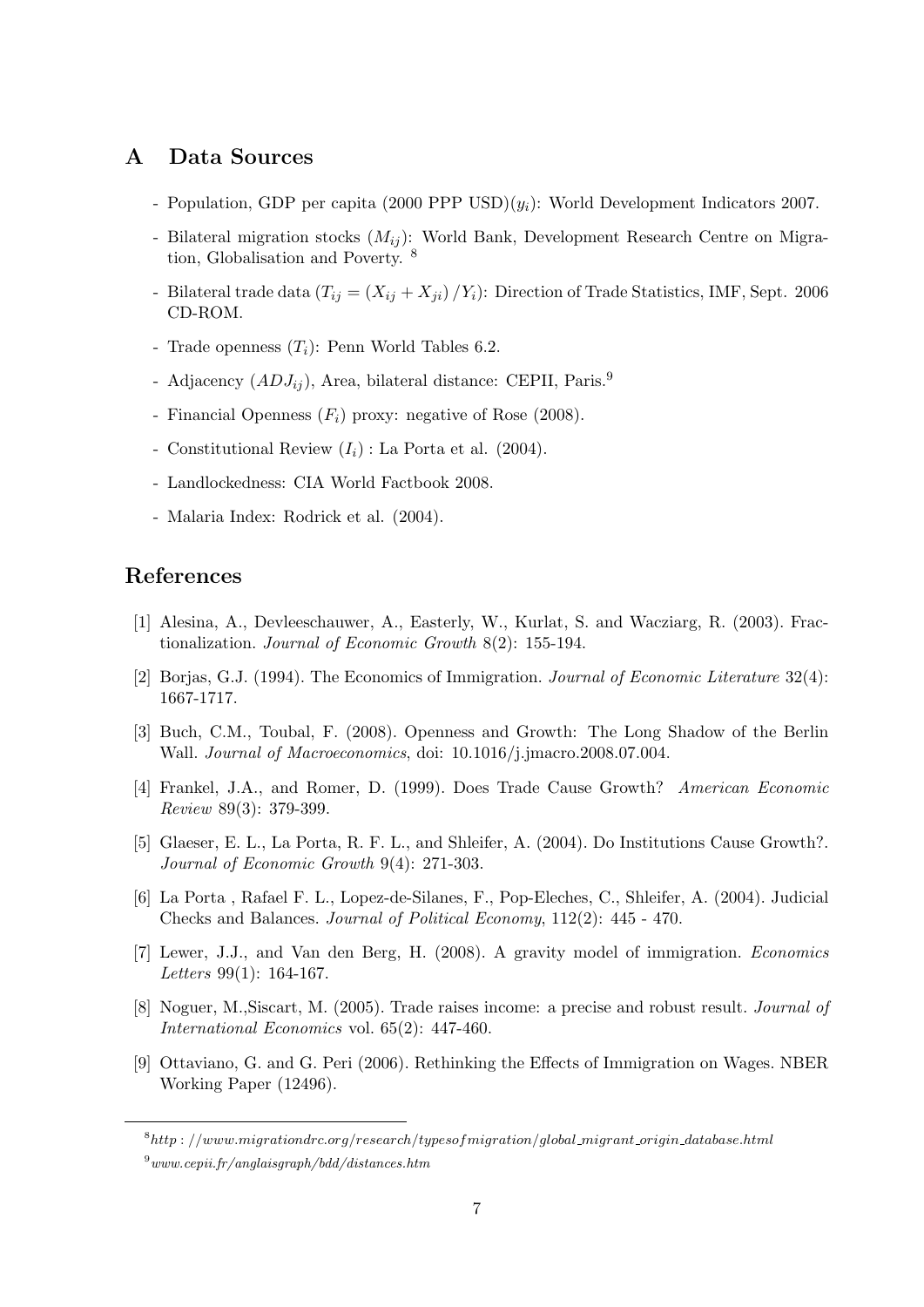## A Data Sources

- Population, GDP per capita (2000 PPP USD)($y_i$): World Development Indicators 2007.
- Bilateral migration stocks ($M_{ij}$): World Bank, Development Research Centre on Migration, Globalisation and Poverty. [8]
- Bilateral trade data ($T_{ij} = (X_{ij} + X_{ji}) / Y_i$): Direction of Trade Statistics, IMF, Sept. 2006 CD-ROM.
- Trade openness ($T_i$): Penn World Tables 6.2.
- Adjacency ($ADJ_{ij}$), Area, bilateral distance: CEPII, Paris.[9]
- Financial Openness ($F_i$) proxy: negative of Rose (2008).
- Constitutional Review ($I_i$) : La Porta et al. (2004).
- Landlockedness: CIA World Factbook 2008.
- Malaria Index: Rodrick et al. (2004).

## References

[1] Alesina, A., Devleeschauwer, A., Easterly, W., Kurlat, S. and Wacziarg, R. (2003). Fractionalization. *Journal of Economic Growth* 8(2): 155-194.

[2] Borjas, G.J. (1994). The Economics of Immigration. *Journal of Economic Literature* 32(4): 1667-1717.

[3] Buch, C.M., Toubal, F. (2008). Openness and Growth: The Long Shadow of the Berlin Wall. *Journal of Macroeconomics*, doi: 10.1016/j.jmacro.2008.07.004.

[4] Frankel, J.A., and Romer, D. (1999). Does Trade Cause Growth? *American Economic Review* 89(3): 379-399.

[5] Glaeser, E. L., La Porta, R. F. L., and Shleifer, A. (2004). Do Institutions Cause Growth?. *Journal of Economic Growth* 9(4): 271-303.

[6] La Porta , Rafael F. L., Lopez-de-Silanes, F., Pop-Eleches, C., Shleifer, A. (2004). Judicial Checks and Balances. *Journal of Political Economy*, 112(2): 445 - 470.

[7] Lewer, J.J., and Van den Berg, H. (2008). A gravity model of immigration. *Economics Letters* 99(1): 164-167.

[8] Noguer, M.,Siscart, M. (2005). Trade raises income: a precise and robust result. *Journal of International Economics* vol. 65(2): 447-460.

[9] Ottaviano, G. and G. Peri (2006). Rethinking the Effects of Immigration on Wages. NBER Working Paper (12496).

---

[8] *http://www.migrationdrc.org/research/typesofmigration/global_migrant_origin_database.html*

[9] *www.cepii.fr/anglaisgraph/bdd/distances.htm*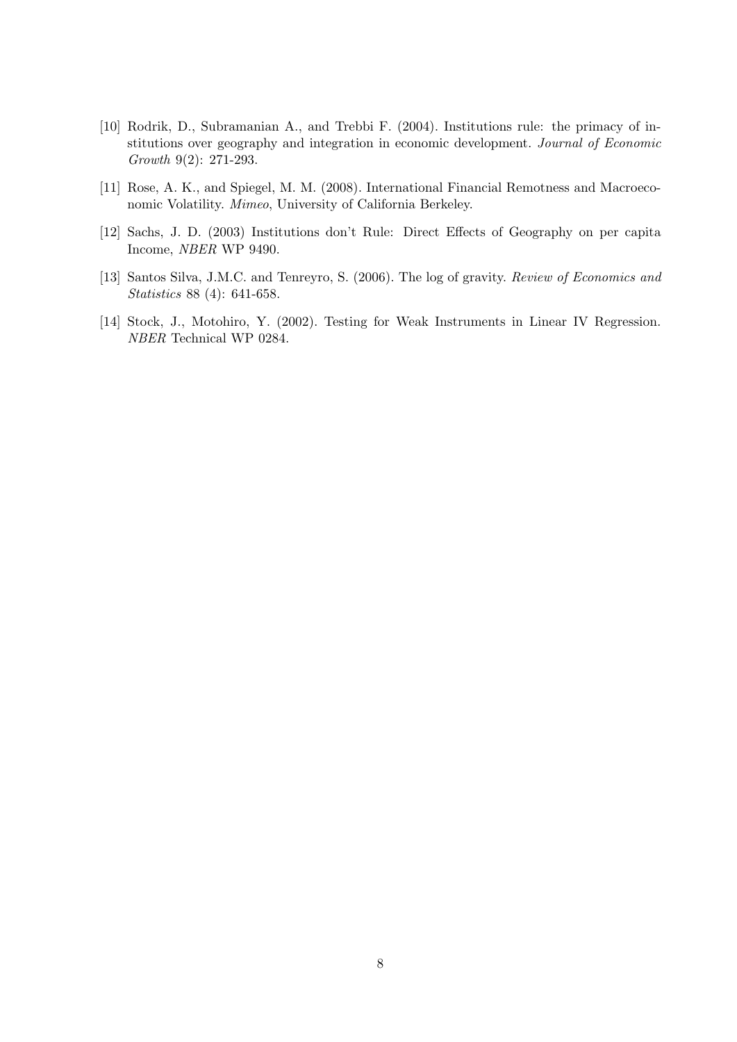[10] Rodrik, D., Subramanian A., and Trebbi F. (2004). Institutions rule: the primacy of institutions over geography and integration in economic development. *Journal of Economic Growth* 9(2): 271-293.

[11] Rose, A. K., and Spiegel, M. M. (2008). International Financial Remotness and Macroeconomic Volatility. *Mimeo*, University of California Berkeley.

[12] Sachs, J. D. (2003) Institutions don't Rule: Direct Effects of Geography on per capita Income, *NBER* WP 9490.

[13] Santos Silva, J.M.C. and Tenreyro, S. (2006). The log of gravity. *Review of Economics and Statistics* 88 (4): 641-658.

[14] Stock, J., Motohiro, Y. (2002). Testing for Weak Instruments in Linear IV Regression. *NBER* Technical WP 0284.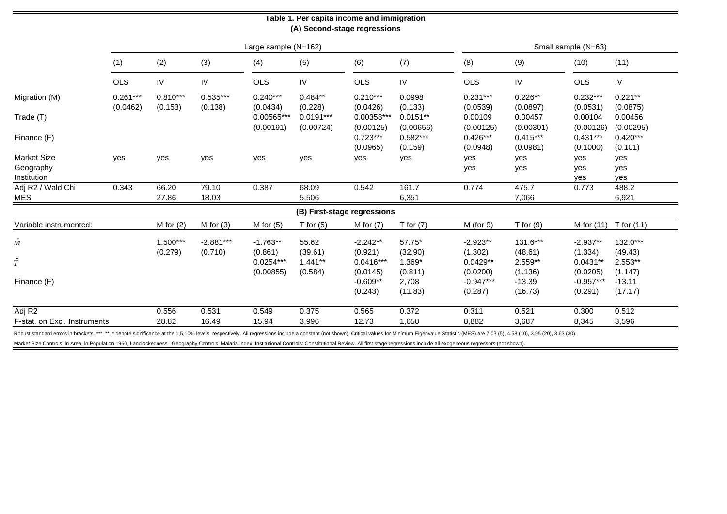**Table 1. Per capita income and immigration**

**(A) Second-stage regressions**

| | Large sample (N=162) | | | | | | | Small sample (N=63) | | | |
|---|---|---|---|---|---|---|---|---|---|---|---|
| | (1) | (2) | (3) | (4) | (5) | (6) | (7) | (8) | (9) | (10) | (11) |
| | OLS | IV | IV | OLS | IV | OLS | IV | OLS | IV | OLS | IV |
| Migration (M) | 0.261*** | 0.810*** | 0.535*** | 0.240*** | 0.484** | 0.210*** | 0.0998 | 0.231*** | 0.226** | 0.232*** | 0.221** |
| | (0.0462) | (0.153) | (0.138) | (0.0434) | (0.228) | (0.0426) | (0.133) | (0.0539) | (0.0897) | (0.0531) | (0.0875) |
| Trade (T) | | | | 0.00565*** | 0.0191*** | 0.00358*** | 0.0151** | 0.00109 | 0.00457 | 0.00104 | 0.00456 |
| | | | | (0.00191) | (0.00724) | (0.00125) | (0.00656) | (0.00125) | (0.00301) | (0.00126) | (0.00295) |
| Finance (F) | | | | | | 0.723*** | 0.582*** | 0.426*** | 0.415*** | 0.431*** | 0.420*** |
| | | | | | | (0.0965) | (0.159) | (0.0948) | (0.0981) | (0.1000) | (0.101) |
| Market Size | yes | yes | yes | yes | yes | yes | yes | yes | yes | yes | yes |
| Geography | | | | | | | | yes | yes | yes | yes |
| Institution | | | | | | | | | | yes | yes |
| Adj R2 / Wald Chi | 0.343 | 66.20 | 79.10 | 0.387 | 68.09 | 0.542 | 161.7 | 0.774 | 475.7 | 0.773 | 488.2 |
| MES | | 27.86 | 18.03 | | 5,506 | | 6,351 | | 7,066 | | 6,921 |

**(B) First-stage regressions**

| Variable instrumented: | | M for (2) | M for (3) | M for (5) | T for (5) | M for (7) | T for (7) | M (for 9) | T for (9) | M for (11) | T for (11) |
|---|---|---|---|---|---|---|---|---|---|---|---|
| $\hat{M}$ | | 1.500*** | -2.881*** | -1.763** | 55.62 | -2.242** | 57.75* | -2.923** | 131.6*** | -2.937** | 132.0*** |
| | | (0.279) | (0.710) | (0.861) | (39.61) | (0.921) | (32.90) | (1.302) | (48.61) | (1.334) | (49.43) |
| $\hat{T}$ | | | | 0.0254*** | 1.441** | 0.0416*** | 1.369* | 0.0429** | 2.559** | 0.0431** | 2.553** |
| | | | | (0.00855) | (0.584) | (0.0145) | (0.811) | (0.0200) | (1.136) | (0.0205) | (1.147) |
| Finance (F) | | | | | | -0.609** | 2,708 | -0.947*** | -13.39 | -0.957*** | -13.11 |
| | | | | | | (0.243) | (11.83) | (0.287) | (16.73) | (0.291) | (17.17) |
| Adj R2 | | 0.556 | 0.531 | 0.549 | 0.375 | 0.565 | 0.372 | 0.311 | 0.521 | 0.300 | 0.512 |
| F-stat. on Excl. Instruments | | 28.82 | 16.49 | 15.94 | 3,996 | 12.73 | 1,658 | 8,882 | 3,687 | 8,345 | 3,596 |

Robust standard errors in brackets. ***, **, * denote significance at the 1,5,10% levels, respectively. All regressions include a constant (not shown). Critical values for Minimum Eigenvalue Statistic (MES) are 7.03 (5), 4.58 (10), 3.95 (20), 3.63 (30).

Market Size Controls: ln Area, ln Population 1960, Landlockedness. Geography Controls: Malaria Index. Institutional Controls: Constitutional Review. All first stage regressions include all exogeneous regressors (not shown).